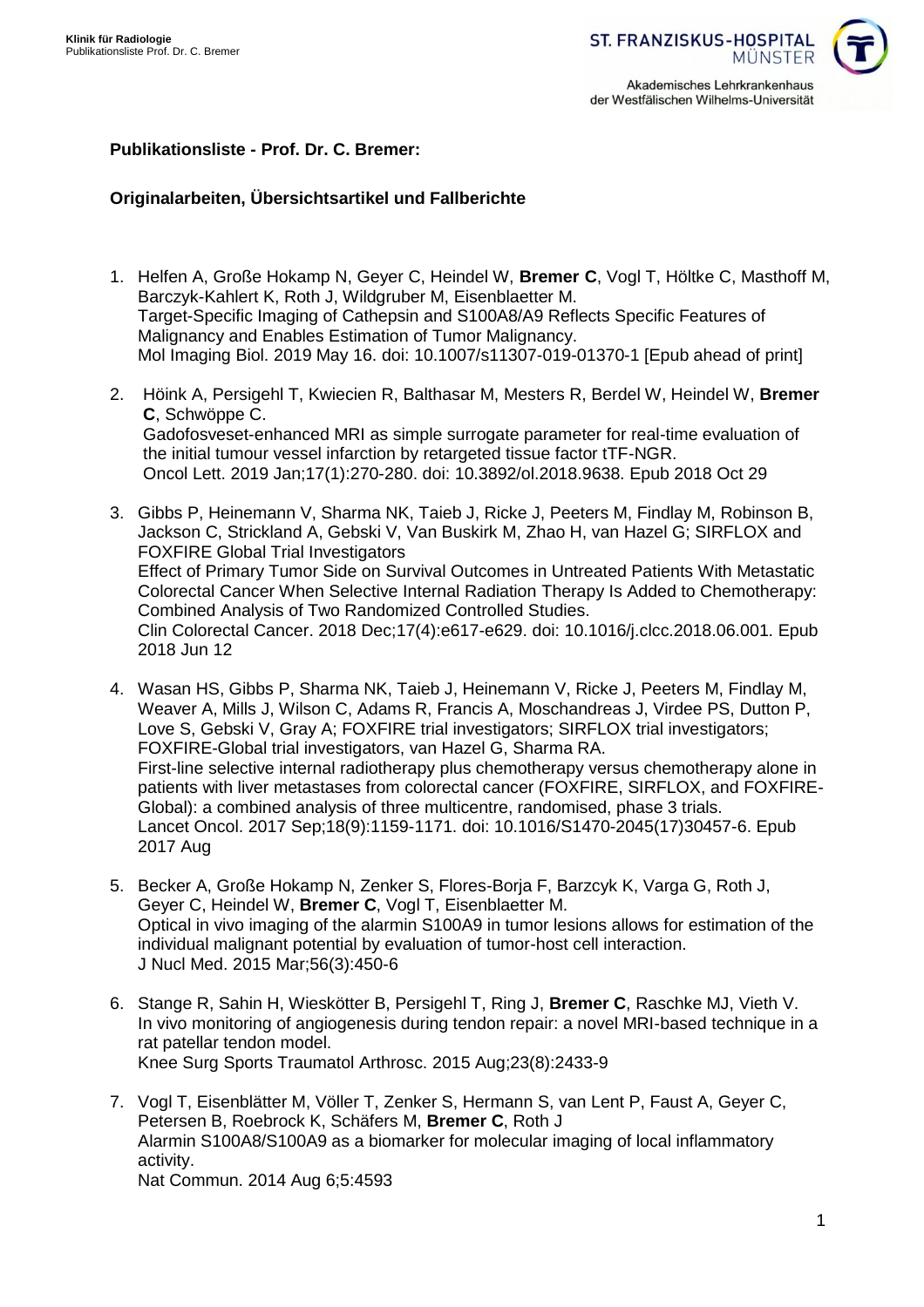**Publikationsliste - Prof. Dr. C. Bremer:**

**Originalarbeiten, Übersichtsartikel und Fallberichte**

1. Helfen A, Große Hokamp N, Geyer C, Heindel W, **Bremer C**, Vogl T, Höltke C, Masthoff M, Barczyk-Kahlert K, Roth J, Wildgruber M, Eisenblaetter M.
   Target-Specific Imaging of Cathepsin and S100A8/A9 Reflects Specific Features of Malignancy and Enables Estimation of Tumor Malignancy.
   Mol Imaging Biol. 2019 May 16. doi: 10.1007/s11307-019-01370-1 [Epub ahead of print]

2. Höink A, Persigehl T, Kwiecien R, Balthasar M, Mesters R, Berdel W, Heindel W, **Bremer C**, Schwöppe C.
   Gadofosveset-enhanced MRI as simple surrogate parameter for real-time evaluation of the initial tumour vessel infarction by retargeted tissue factor tTF-NGR.
   Oncol Lett. 2019 Jan;17(1):270-280. doi: 10.3892/ol.2018.9638. Epub 2018 Oct 29

3. Gibbs P, Heinemann V, Sharma NK, Taieb J, Ricke J, Peeters M, Findlay M, Robinson B, Jackson C, Strickland A, Gebski V, Van Buskirk M, Zhao H, van Hazel G; SIRFLOX and FOXFIRE Global Trial Investigators
   Effect of Primary Tumor Side on Survival Outcomes in Untreated Patients With Metastatic Colorectal Cancer When Selective Internal Radiation Therapy Is Added to Chemotherapy: Combined Analysis of Two Randomized Controlled Studies.
   Clin Colorectal Cancer. 2018 Dec;17(4):e617-e629. doi: 10.1016/j.clcc.2018.06.001. Epub 2018 Jun 12

4. Wasan HS, Gibbs P, Sharma NK, Taieb J, Heinemann V, Ricke J, Peeters M, Findlay M, Weaver A, Mills J, Wilson C, Adams R, Francis A, Moschandreas J, Virdee PS, Dutton P, Love S, Gebski V, Gray A; FOXFIRE trial investigators; SIRFLOX trial investigators; FOXFIRE-Global trial investigators, van Hazel G, Sharma RA.
   First-line selective internal radiotherapy plus chemotherapy versus chemotherapy alone in patients with liver metastases from colorectal cancer (FOXFIRE, SIRFLOX, and FOXFIRE-Global): a combined analysis of three multicentre, randomised, phase 3 trials.
   Lancet Oncol. 2017 Sep;18(9):1159-1171. doi: 10.1016/S1470-2045(17)30457-6. Epub 2017 Aug

5. Becker A, Große Hokamp N, Zenker S, Flores-Borja F, Barzcyk K, Varga G, Roth J, Geyer C, Heindel W, **Bremer C**, Vogl T, Eisenblaetter M.
   Optical in vivo imaging of the alarmin S100A9 in tumor lesions allows for estimation of the individual malignant potential by evaluation of tumor-host cell interaction.
   J Nucl Med. 2015 Mar;56(3):450-6

6. Stange R, Sahin H, Wieskötter B, Persigehl T, Ring J, **Bremer C**, Raschke MJ, Vieth V.
   In vivo monitoring of angiogenesis during tendon repair: a novel MRI-based technique in a rat patellar tendon model.
   Knee Surg Sports Traumatol Arthrosc. 2015 Aug;23(8):2433-9

7. Vogl T, Eisenblätter M, Völler T, Zenker S, Hermann S, van Lent P, Faust A, Geyer C, Petersen B, Roebrock K, Schäfers M, **Bremer C**, Roth J
   Alarmin S100A8/S100A9 as a biomarker for molecular imaging of local inflammatory activity.
   Nat Commun. 2014 Aug 6;5:4593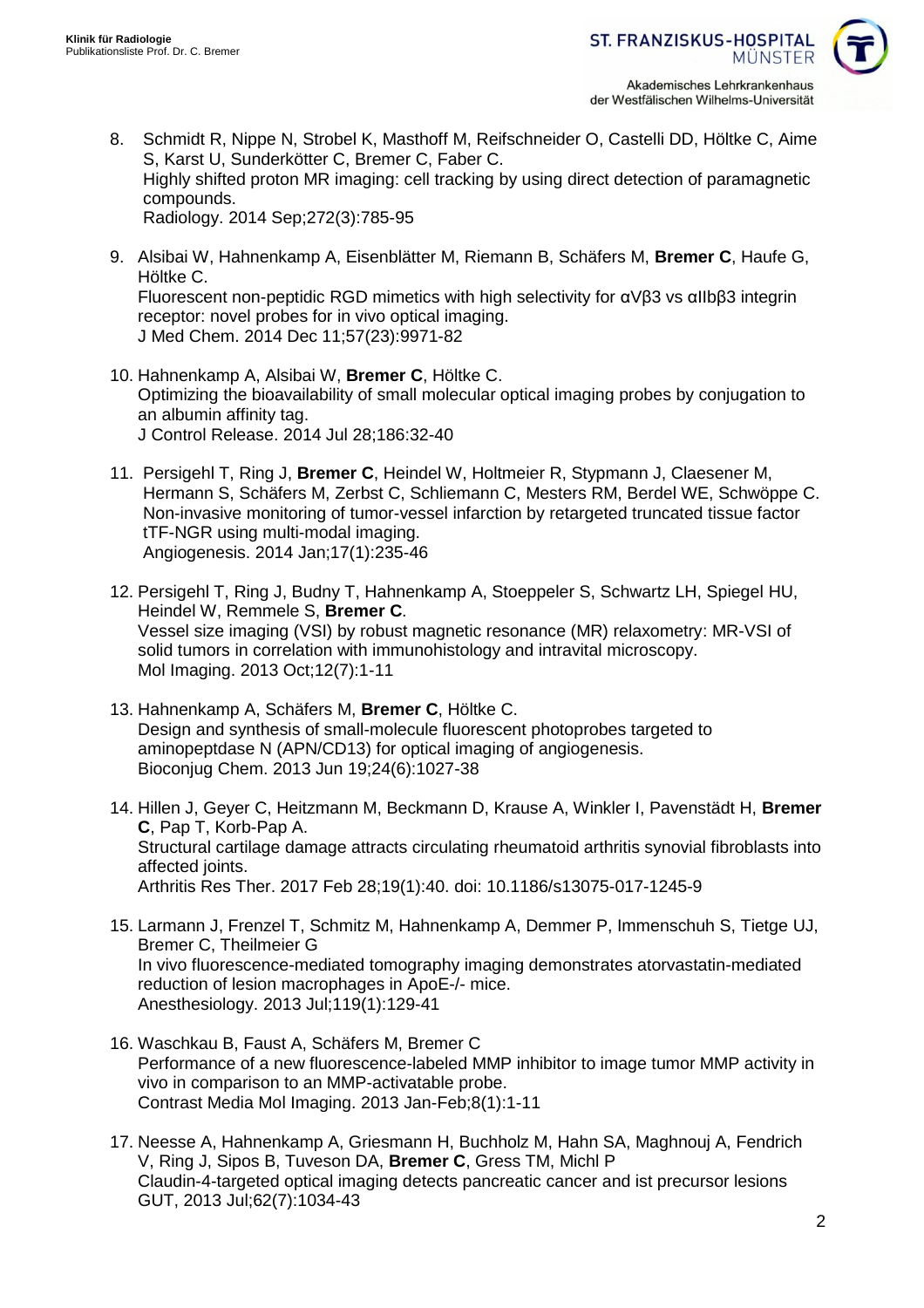8. Schmidt R, Nippe N, Strobel K, Masthoff M, Reifschneider O, Castelli DD, Höltke C, Aime S, Karst U, Sunderkötter C, Bremer C, Faber C.
   Highly shifted proton MR imaging: cell tracking by using direct detection of paramagnetic compounds.
   Radiology. 2014 Sep;272(3):785-95

9. Alsibai W, Hahnenkamp A, Eisenblätter M, Riemann B, Schäfers M, **Bremer C**, Haufe G, Höltke C.
   Fluorescent non-peptidic RGD mimetics with high selectivity for αVβ3 vs αIIbβ3 integrin receptor: novel probes for in vivo optical imaging.
   J Med Chem. 2014 Dec 11;57(23):9971-82

10. Hahnenkamp A, Alsibai W, **Bremer C**, Höltke C.
    Optimizing the bioavailability of small molecular optical imaging probes by conjugation to an albumin affinity tag.
    J Control Release. 2014 Jul 28;186:32-40

11. Persigehl T, Ring J, **Bremer C**, Heindel W, Holtmeier R, Stypmann J, Claesener M, Hermann S, Schäfers M, Zerbst C, Schliemann C, Mesters RM, Berdel WE, Schwöppe C.
    Non-invasive monitoring of tumor-vessel infarction by retargeted truncated tissue factor tTF-NGR using multi-modal imaging.
    Angiogenesis. 2014 Jan;17(1):235-46

12. Persigehl T, Ring J, Budny T, Hahnenkamp A, Stoeppeler S, Schwartz LH, Spiegel HU, Heindel W, Remmele S, **Bremer C**.
    Vessel size imaging (VSI) by robust magnetic resonance (MR) relaxometry: MR-VSI of solid tumors in correlation with immunohistology and intravital microscopy.
    Mol Imaging. 2013 Oct;12(7):1-11

13. Hahnenkamp A, Schäfers M, **Bremer C**, Höltke C.
    Design and synthesis of small-molecule fluorescent photoprobes targeted to aminopeptdase N (APN/CD13) for optical imaging of angiogenesis.
    Bioconjug Chem. 2013 Jun 19;24(6):1027-38

14. Hillen J, Geyer C, Heitzmann M, Beckmann D, Krause A, Winkler I, Pavenstädt H, **Bremer C**, Pap T, Korb-Pap A.
    Structural cartilage damage attracts circulating rheumatoid arthritis synovial fibroblasts into affected joints.
    Arthritis Res Ther. 2017 Feb 28;19(1):40. doi: 10.1186/s13075-017-1245-9

15. Larmann J, Frenzel T, Schmitz M, Hahnenkamp A, Demmer P, Immenschuh S, Tietge UJ, Bremer C, Theilmeier G
    In vivo fluorescence-mediated tomography imaging demonstrates atorvastatin-mediated reduction of lesion macrophages in ApoE-/- mice.
    Anesthesiology. 2013 Jul;119(1):129-41

16. Waschkau B, Faust A, Schäfers M, Bremer C
    Performance of a new fluorescence-labeled MMP inhibitor to image tumor MMP activity in vivo in comparison to an MMP-activatable probe.
    Contrast Media Mol Imaging. 2013 Jan-Feb;8(1):1-11

17. Neesse A, Hahnenkamp A, Griesmann H, Buchholz M, Hahn SA, Maghnouj A, Fendrich V, Ring J, Sipos B, Tuveson DA, **Bremer C**, Gress TM, Michl P
    Claudin-4-targeted optical imaging detects pancreatic cancer and ist precursor lesions
    GUT, 2013 Jul;62(7):1034-43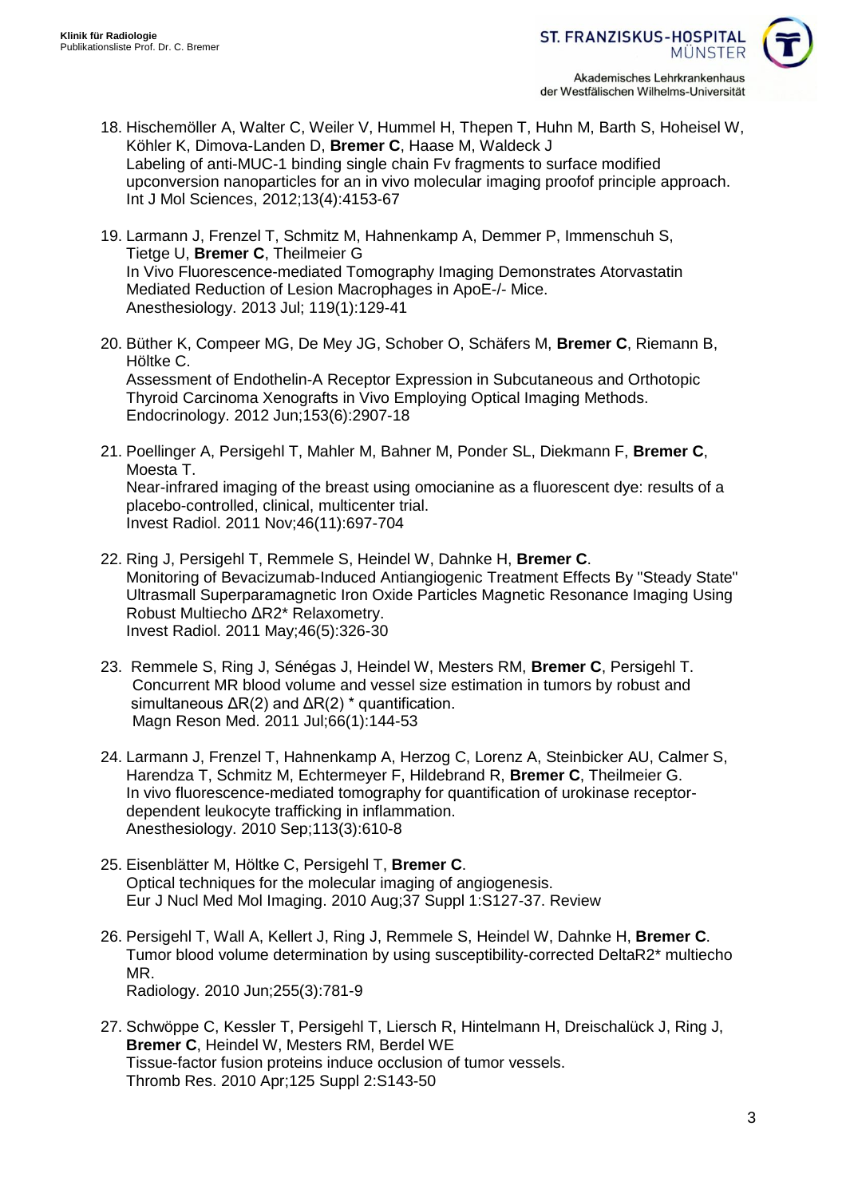18. Hischemöller A, Walter C, Weiler V, Hummel H, Thepen T, Huhn M, Barth S, Hoheisel W, Köhler K, Dimova-Landen D, **Bremer C**, Haase M, Waldeck J
    Labeling of anti-MUC-1 binding single chain Fv fragments to surface modified upconversion nanoparticles for an in vivo molecular imaging proofof principle approach.
    Int J Mol Sciences, 2012;13(4):4153-67

19. Larmann J, Frenzel T, Schmitz M, Hahnenkamp A, Demmer P, Immenschuh S, Tietge U, **Bremer C**, Theilmeier G
    In Vivo Fluorescence-mediated Tomography Imaging Demonstrates Atorvastatin Mediated Reduction of Lesion Macrophages in ApoE-/- Mice.
    Anesthesiology. 2013 Jul; 119(1):129-41

20. Büther K, Compeer MG, De Mey JG, Schober O, Schäfers M, **Bremer C**, Riemann B, Höltke C.
    Assessment of Endothelin-A Receptor Expression in Subcutaneous and Orthotopic Thyroid Carcinoma Xenografts in Vivo Employing Optical Imaging Methods.
    Endocrinology. 2012 Jun;153(6):2907-18

21. Poellinger A, Persigehl T, Mahler M, Bahner M, Ponder SL, Diekmann F, **Bremer C**, Moesta T.
    Near-infrared imaging of the breast using omocianine as a fluorescent dye: results of a placebo-controlled, clinical, multicenter trial.
    Invest Radiol. 2011 Nov;46(11):697-704

22. Ring J, Persigehl T, Remmele S, Heindel W, Dahnke H, **Bremer C**.
    Monitoring of Bevacizumab-Induced Antiangiogenic Treatment Effects By "Steady State" Ultrasmall Superparamagnetic Iron Oxide Particles Magnetic Resonance Imaging Using Robust Multiecho $\Delta R2^*$ Relaxometry.
    Invest Radiol. 2011 May;46(5):326-30

23. Remmele S, Ring J, Sénégas J, Heindel W, Mesters RM, **Bremer C**, Persigehl T.
    Concurrent MR blood volume and vessel size estimation in tumors by robust and simultaneous $\Delta R(2)$ and $\Delta R(2)$ * quantification.
    Magn Reson Med. 2011 Jul;66(1):144-53

24. Larmann J, Frenzel T, Hahnenkamp A, Herzog C, Lorenz A, Steinbicker AU, Calmer S, Harendza T, Schmitz M, Echtermeyer F, Hildebrand R, **Bremer C**, Theilmeier G.
    In vivo fluorescence-mediated tomography for quantification of urokinase receptor-dependent leukocyte trafficking in inflammation.
    Anesthesiology. 2010 Sep;113(3):610-8

25. Eisenblätter M, Höltke C, Persigehl T, **Bremer C**.
    Optical techniques for the molecular imaging of angiogenesis.
    Eur J Nucl Med Mol Imaging. 2010 Aug;37 Suppl 1:S127-37. Review

26. Persigehl T, Wall A, Kellert J, Ring J, Remmele S, Heindel W, Dahnke H, **Bremer C**.
    Tumor blood volume determination by using susceptibility-corrected DeltaR2* multiecho MR.
    Radiology. 2010 Jun;255(3):781-9

27. Schwöppe C, Kessler T, Persigehl T, Liersch R, Hintelmann H, Dreischalück J, Ring J, **Bremer C**, Heindel W, Mesters RM, Berdel WE
    Tissue-factor fusion proteins induce occlusion of tumor vessels.
    Thromb Res. 2010 Apr;125 Suppl 2:S143-50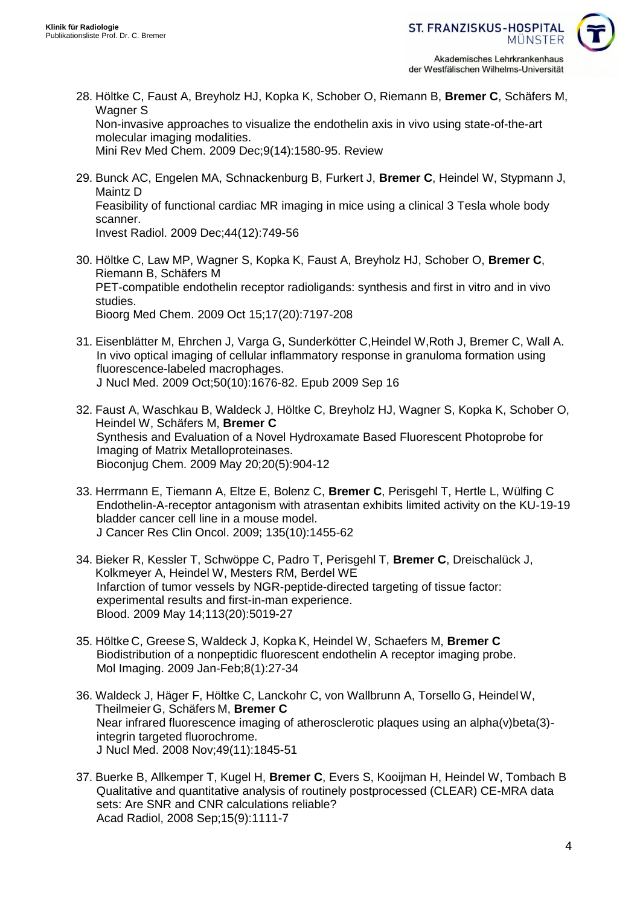28. Höltke C, Faust A, Breyholz HJ, Kopka K, Schober O, Riemann B, **Bremer C**, Schäfers M, Wagner S
Non-invasive approaches to visualize the endothelin axis in vivo using state-of-the-art molecular imaging modalities.
Mini Rev Med Chem. 2009 Dec;9(14):1580-95. Review

29. Bunck AC, Engelen MA, Schnackenburg B, Furkert J, **Bremer C**, Heindel W, Stypmann J, Maintz D
Feasibility of functional cardiac MR imaging in mice using a clinical 3 Tesla whole body scanner.
Invest Radiol. 2009 Dec;44(12):749-56

30. Höltke C, Law MP, Wagner S, Kopka K, Faust A, Breyholz HJ, Schober O, **Bremer C**, Riemann B, Schäfers M
PET-compatible endothelin receptor radioligands: synthesis and first in vitro and in vivo studies.
Bioorg Med Chem. 2009 Oct 15;17(20):7197-208

31. Eisenblätter M, Ehrchen J, Varga G, Sunderkötter C,Heindel W,Roth J, Bremer C, Wall A.
In vivo optical imaging of cellular inflammatory response in granuloma formation using fluorescence-labeled macrophages.
J Nucl Med. 2009 Oct;50(10):1676-82. Epub 2009 Sep 16

32. Faust A, Waschkau B, Waldeck J, Höltke C, Breyholz HJ, Wagner S, Kopka K, Schober O, Heindel W, Schäfers M, **Bremer C**
Synthesis and Evaluation of a Novel Hydroxamate Based Fluorescent Photoprobe for Imaging of Matrix Metalloproteinases.
Bioconjug Chem. 2009 May 20;20(5):904-12

33. Herrmann E, Tiemann A, Eltze E, Bolenz C, **Bremer C**, Perisgehl T, Hertle L, Wülfing C
Endothelin-A-receptor antagonism with atrasentan exhibits limited activity on the KU-19-19 bladder cancer cell line in a mouse model.
J Cancer Res Clin Oncol. 2009; 135(10):1455-62

34. Bieker R, Kessler T, Schwöppe C, Padro T, Perisgehl T, **Bremer C**, Dreischalück J, Kolkmeyer A, Heindel W, Mesters RM, Berdel WE
Infarction of tumor vessels by NGR-peptide-directed targeting of tissue factor: experimental results and first-in-man experience.
Blood. 2009 May 14;113(20):5019-27

35. Höltke C, Greese S, Waldeck J, Kopka K, Heindel W, Schaefers M, **Bremer C**
Biodistribution of a nonpeptidic fluorescent endothelin A receptor imaging probe.
Mol Imaging. 2009 Jan-Feb;8(1):27-34

36. Waldeck J, Häger F, Höltke C, Lanckohr C, von Wallbrunn A, Torsello G, Heindel W, Theilmeier G, Schäfers M, **Bremer C**
Near infrared fluorescence imaging of atherosclerotic plaques using an alpha(v)beta(3)-integrin targeted fluorochrome.
J Nucl Med. 2008 Nov;49(11):1845-51

37. Buerke B, Allkemper T, Kugel H, **Bremer C**, Evers S, Kooijman H, Heindel W, Tombach B
Qualitative and quantitative analysis of routinely postprocessed (CLEAR) CE-MRA data sets: Are SNR and CNR calculations reliable?
Acad Radiol, 2008 Sep;15(9):1111-7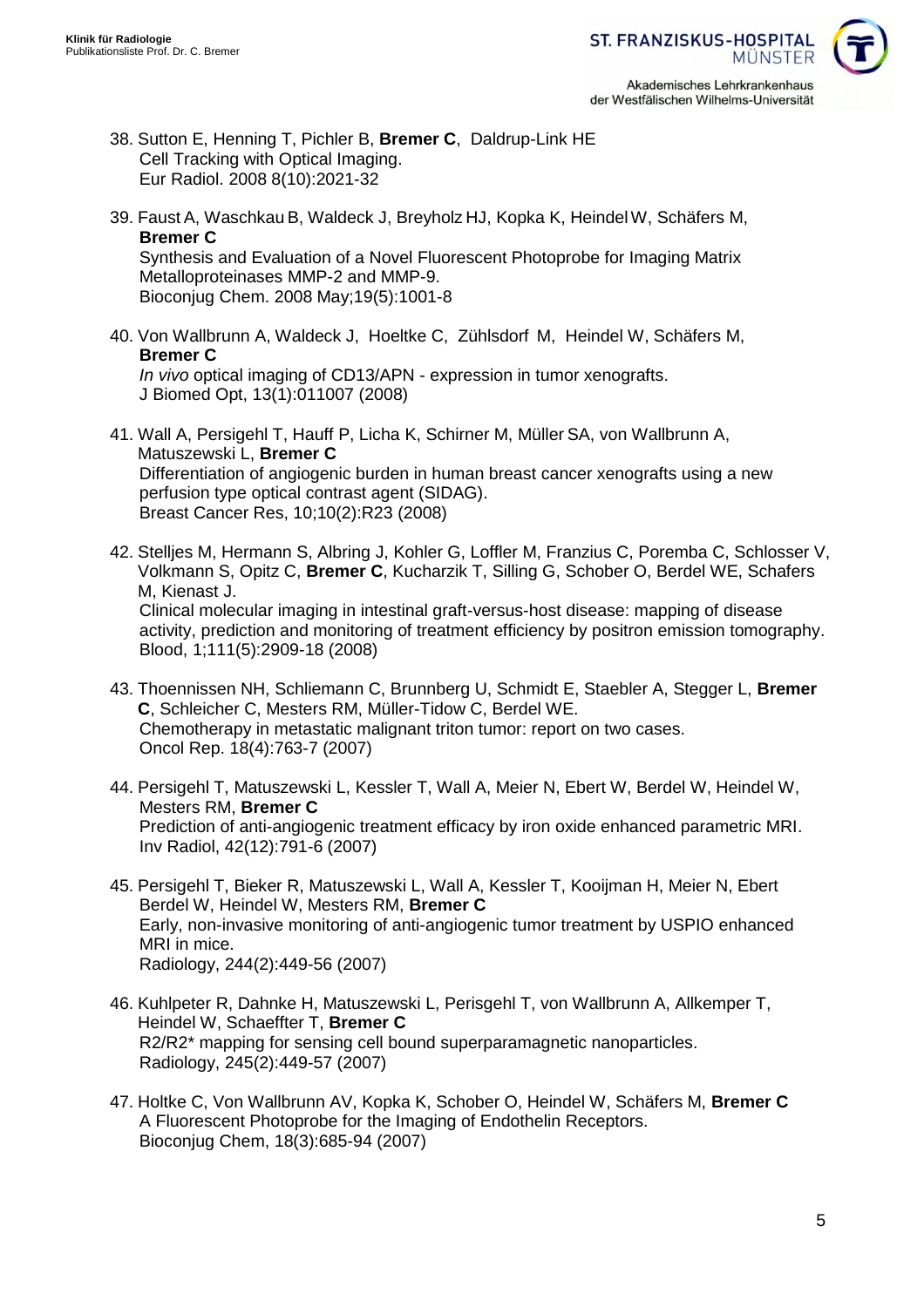38. Sutton E, Henning T, Pichler B, **Bremer C**, Daldrup-Link HE
Cell Tracking with Optical Imaging.
Eur Radiol. 2008 8(10):2021-32

39. Faust A, Waschkau B, Waldeck J, Breyholz HJ, Kopka K, Heindel W, Schäfers M, **Bremer C**
Synthesis and Evaluation of a Novel Fluorescent Photoprobe for Imaging Matrix Metalloproteinases MMP-2 and MMP-9.
Bioconjug Chem. 2008 May;19(5):1001-8

40. Von Wallbrunn A, Waldeck J, Hoeltke C, Zühlsdorf M, Heindel W, Schäfers M, **Bremer C**
*In vivo* optical imaging of CD13/APN - expression in tumor xenografts.
J Biomed Opt, 13(1):011007 (2008)

41. Wall A, Persigehl T, Hauff P, Licha K, Schirner M, Müller SA, von Wallbrunn A, Matuszewski L, **Bremer C**
Differentiation of angiogenic burden in human breast cancer xenografts using a new perfusion type optical contrast agent (SIDAG).
Breast Cancer Res, 10;10(2):R23 (2008)

42. Stelljes M, Hermann S, Albring J, Kohler G, Loffler M, Franzius C, Poremba C, Schlosser V, Volkmann S, Opitz C, **Bremer C**, Kucharzik T, Silling G, Schober O, Berdel WE, Schafers M, Kienast J.
Clinical molecular imaging in intestinal graft-versus-host disease: mapping of disease activity, prediction and monitoring of treatment efficiency by positron emission tomography.
Blood, 1;111(5):2909-18 (2008)

43. Thoennissen NH, Schliemann C, Brunnberg U, Schmidt E, Staebler A, Stegger L, **Bremer C**, Schleicher C, Mesters RM, Müller-Tidow C, Berdel WE.
Chemotherapy in metastatic malignant triton tumor: report on two cases.
Oncol Rep. 18(4):763-7 (2007)

44. Persigehl T, Matuszewski L, Kessler T, Wall A, Meier N, Ebert W, Berdel W, Heindel W, Mesters RM, **Bremer C**
Prediction of anti-angiogenic treatment efficacy by iron oxide enhanced parametric MRI.
Inv Radiol, 42(12):791-6 (2007)

45. Persigehl T, Bieker R, Matuszewski L, Wall A, Kessler T, Kooijman H, Meier N, Ebert Berdel W, Heindel W, Mesters RM, **Bremer C**
Early, non-invasive monitoring of anti-angiogenic tumor treatment by USPIO enhanced MRI in mice.
Radiology, 244(2):449-56 (2007)

46. Kuhlpeter R, Dahnke H, Matuszewski L, Perisgehl T, von Wallbrunn A, Allkemper T, Heindel W, Schaeffter T, **Bremer C**
R2/R2* mapping for sensing cell bound superparamagnetic nanoparticles.
Radiology, 245(2):449-57 (2007)

47. Holtke C, Von Wallbrunn AV, Kopka K, Schober O, Heindel W, Schäfers M, **Bremer C**
A Fluorescent Photoprobe for the Imaging of Endothelin Receptors.
Bioconjug Chem, 18(3):685-94 (2007)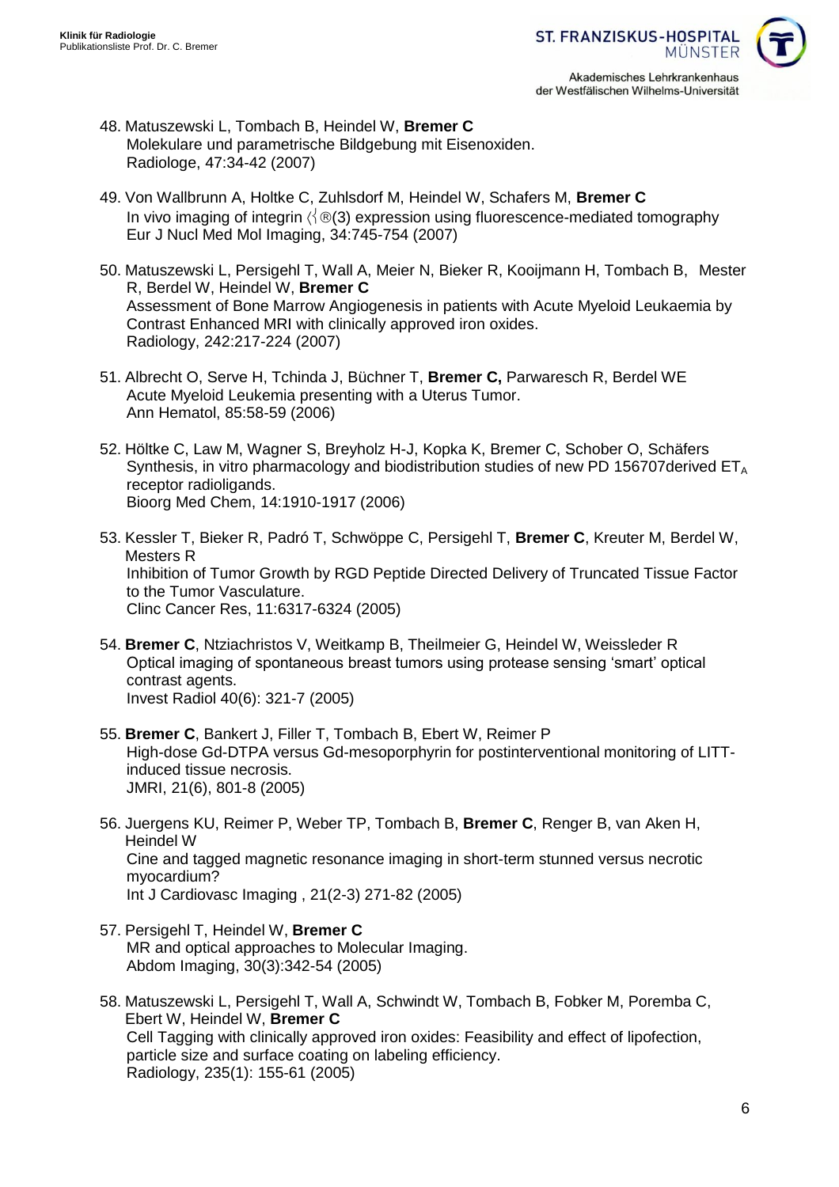48. Matuszewski L, Tombach B, Heindel W, **Bremer C**
    Molekulare und parametrische Bildgebung mit Eisenoxiden.
    Radiologe, 47:34-42 (2007)

49. Von Wallbrunn A, Holtke C, Zuhlsdorf M, Heindel W, Schafers M, **Bremer C**
    In vivo imaging of integrin 〈®(3) expression using fluorescence-mediated tomography
    Eur J Nucl Med Mol Imaging, 34:745-754 (2007)

50. Matuszewski L, Persigehl T, Wall A, Meier N, Bieker R, Kooijmann H, Tombach B, Mester R, Berdel W, Heindel W, **Bremer C**
    Assessment of Bone Marrow Angiogenesis in patients with Acute Myeloid Leukaemia by Contrast Enhanced MRI with clinically approved iron oxides.
    Radiology, 242:217-224 (2007)

51. Albrecht O, Serve H, Tchinda J, Büchner T, **Bremer C,** Parwaresch R, Berdel WE
    Acute Myeloid Leukemia presenting with a Uterus Tumor.
    Ann Hematol, 85:58-59 (2006)

52. Höltke C, Law M, Wagner S, Breyholz H-J, Kopka K, Bremer C, Schober O, Schäfers
    Synthesis, in vitro pharmacology and biodistribution studies of new PD 156707derived $ET_A$ receptor radioligands.
    Bioorg Med Chem, 14:1910-1917 (2006)

53. Kessler T, Bieker R, Padró T, Schwöppe C, Persigehl T, **Bremer C**, Kreuter M, Berdel W, Mesters R
    Inhibition of Tumor Growth by RGD Peptide Directed Delivery of Truncated Tissue Factor to the Tumor Vasculature.
    Clinc Cancer Res, 11:6317-6324 (2005)

54. **Bremer C**, Ntziachristos V, Weitkamp B, Theilmeier G, Heindel W, Weissleder R
    Optical imaging of spontaneous breast tumors using protease sensing 'smart' optical contrast agents.
    Invest Radiol 40(6): 321-7 (2005)

55. **Bremer C**, Bankert J, Filler T, Tombach B, Ebert W, Reimer P
    High-dose Gd-DTPA versus Gd-mesoporphyrin for postinterventional monitoring of LITT-induced tissue necrosis.
    JMRI, 21(6), 801-8 (2005)

56. Juergens KU, Reimer P, Weber TP, Tombach B, **Bremer C**, Renger B, van Aken H, Heindel W
    Cine and tagged magnetic resonance imaging in short-term stunned versus necrotic myocardium?
    Int J Cardiovasc Imaging , 21(2-3) 271-82 (2005)

57. Persigehl T, Heindel W, **Bremer C**
    MR and optical approaches to Molecular Imaging.
    Abdom Imaging, 30(3):342-54 (2005)

58. Matuszewski L, Persigehl T, Wall A, Schwindt W, Tombach B, Fobker M, Poremba C, Ebert W, Heindel W, **Bremer C**
    Cell Tagging with clinically approved iron oxides: Feasibility and effect of lipofection, particle size and surface coating on labeling efficiency.
    Radiology, 235(1): 155-61 (2005)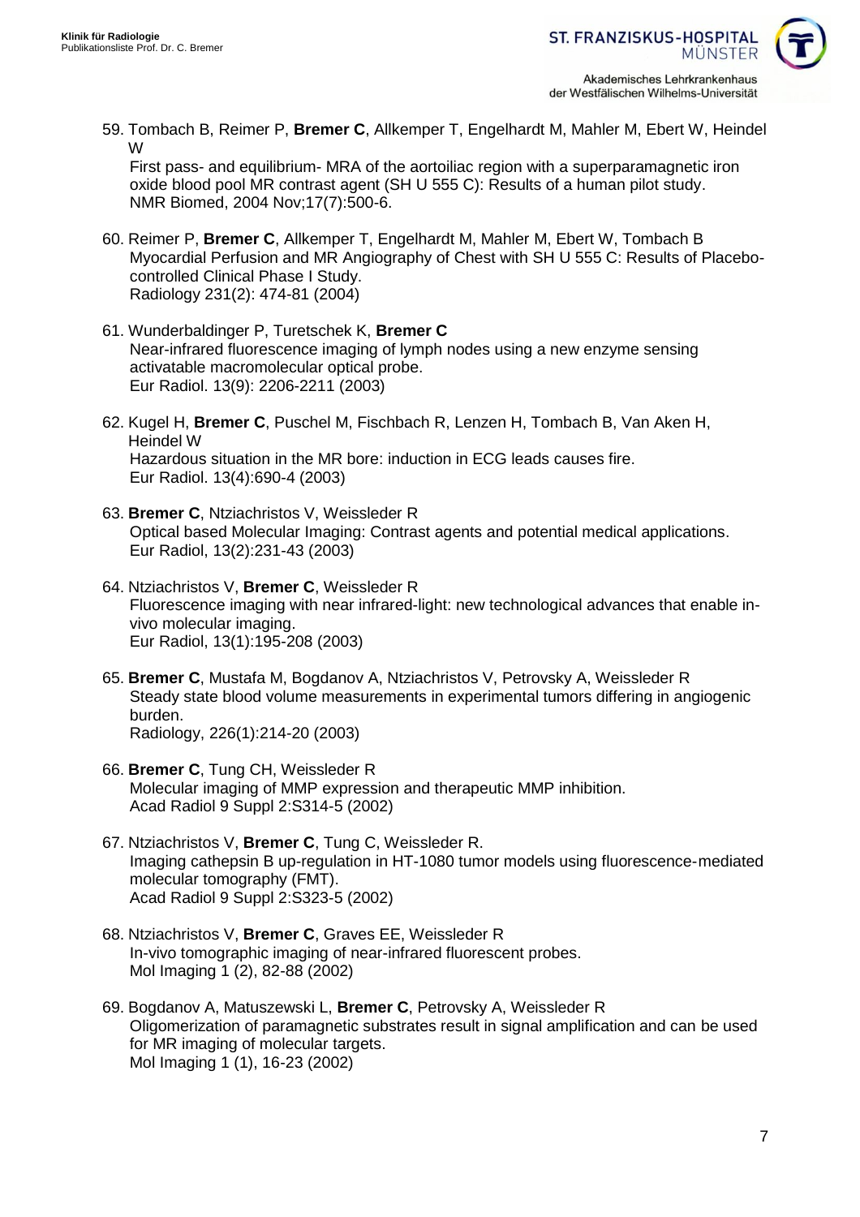59. Tombach B, Reimer P, **Bremer C**, Allkemper T, Engelhardt M, Mahler M, Ebert W, Heindel W
    First pass- and equilibrium- MRA of the aortoiliac region with a superparamagnetic iron oxide blood pool MR contrast agent (SH U 555 C): Results of a human pilot study.
    NMR Biomed, 2004 Nov;17(7):500-6.

60. Reimer P, **Bremer C**, Allkemper T, Engelhardt M, Mahler M, Ebert W, Tombach B
    Myocardial Perfusion and MR Angiography of Chest with SH U 555 C: Results of Placebo-controlled Clinical Phase I Study.
    Radiology 231(2): 474-81 (2004)

61. Wunderbaldinger P, Turetschek K, **Bremer C**
    Near-infrared fluorescence imaging of lymph nodes using a new enzyme sensing activatable macromolecular optical probe.
    Eur Radiol. 13(9): 2206-2211 (2003)

62. Kugel H, **Bremer C**, Puschel M, Fischbach R, Lenzen H, Tombach B, Van Aken H, Heindel W
    Hazardous situation in the MR bore: induction in ECG leads causes fire.
    Eur Radiol. 13(4):690-4 (2003)

63. **Bremer C**, Ntziachristos V, Weissleder R
    Optical based Molecular Imaging: Contrast agents and potential medical applications.
    Eur Radiol, 13(2):231-43 (2003)

64. Ntziachristos V, **Bremer C**, Weissleder R
    Fluorescence imaging with near infrared-light: new technological advances that enable in-vivo molecular imaging.
    Eur Radiol, 13(1):195-208 (2003)

65. **Bremer C**, Mustafa M, Bogdanov A, Ntziachristos V, Petrovsky A, Weissleder R
    Steady state blood volume measurements in experimental tumors differing in angiogenic burden.
    Radiology, 226(1):214-20 (2003)

66. **Bremer C**, Tung CH, Weissleder R
    Molecular imaging of MMP expression and therapeutic MMP inhibition.
    Acad Radiol 9 Suppl 2:S314-5 (2002)

67. Ntziachristos V, **Bremer C**, Tung C, Weissleder R.
    Imaging cathepsin B up-regulation in HT-1080 tumor models using fluorescence-mediated molecular tomography (FMT).
    Acad Radiol 9 Suppl 2:S323-5 (2002)

68. Ntziachristos V, **Bremer C**, Graves EE, Weissleder R
    In-vivo tomographic imaging of near-infrared fluorescent probes.
    Mol Imaging 1 (2), 82-88 (2002)

69. Bogdanov A, Matuszewski L, **Bremer C**, Petrovsky A, Weissleder R
    Oligomerization of paramagnetic substrates result in signal amplification and can be used for MR imaging of molecular targets.
    Mol Imaging 1 (1), 16-23 (2002)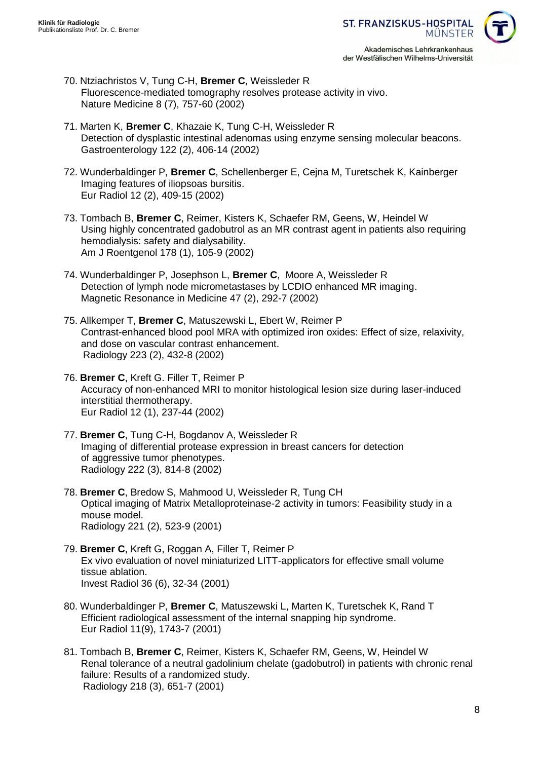70. Ntziachristos V, Tung C-H, **Bremer C**, Weissleder R
Fluorescence-mediated tomography resolves protease activity in vivo.
Nature Medicine 8 (7), 757-60 (2002)

71. Marten K, **Bremer C**, Khazaie K, Tung C-H, Weissleder R
Detection of dysplastic intestinal adenomas using enzyme sensing molecular beacons.
Gastroenterology 122 (2), 406-14 (2002)

72. Wunderbaldinger P, **Bremer C**, Schellenberger E, Cejna M, Turetschek K, Kainberger
Imaging features of iliopsoas bursitis.
Eur Radiol 12 (2), 409-15 (2002)

73. Tombach B, **Bremer C**, Reimer, Kisters K, Schaefer RM, Geens, W, Heindel W
Using highly concentrated gadobutrol as an MR contrast agent in patients also requiring hemodialysis: safety and dialysability.
Am J Roentgenol 178 (1), 105-9 (2002)

74. Wunderbaldinger P, Josephson L, **Bremer C**, Moore A, Weissleder R
Detection of lymph node micrometastases by LCDIO enhanced MR imaging.
Magnetic Resonance in Medicine 47 (2), 292-7 (2002)

75. Allkemper T, **Bremer C**, Matuszewski L, Ebert W, Reimer P
Contrast-enhanced blood pool MRA with optimized iron oxides: Effect of size, relaxivity, and dose on vascular contrast enhancement.
Radiology 223 (2), 432-8 (2002)

76. **Bremer C**, Kreft G. Filler T, Reimer P
Accuracy of non-enhanced MRI to monitor histological lesion size during laser-induced interstitial thermotherapy.
Eur Radiol 12 (1), 237-44 (2002)

77. **Bremer C**, Tung C-H, Bogdanov A, Weissleder R
Imaging of differential protease expression in breast cancers for detection of aggressive tumor phenotypes.
Radiology 222 (3), 814-8 (2002)

78. **Bremer C**, Bredow S, Mahmood U, Weissleder R, Tung CH
Optical imaging of Matrix Metalloproteinase-2 activity in tumors: Feasibility study in a mouse model.
Radiology 221 (2), 523-9 (2001)

79. **Bremer C**, Kreft G, Roggan A, Filler T, Reimer P
Ex vivo evaluation of novel miniaturized LITT-applicators for effective small volume tissue ablation.
Invest Radiol 36 (6), 32-34 (2001)

80. Wunderbaldinger P, **Bremer C**, Matuszewski L, Marten K, Turetschek K, Rand T
Efficient radiological assessment of the internal snapping hip syndrome.
Eur Radiol 11(9), 1743-7 (2001)

81. Tombach B, **Bremer C**, Reimer, Kisters K, Schaefer RM, Geens, W, Heindel W
Renal tolerance of a neutral gadolinium chelate (gadobutrol) in patients with chronic renal failure: Results of a randomized study.
Radiology 218 (3), 651-7 (2001)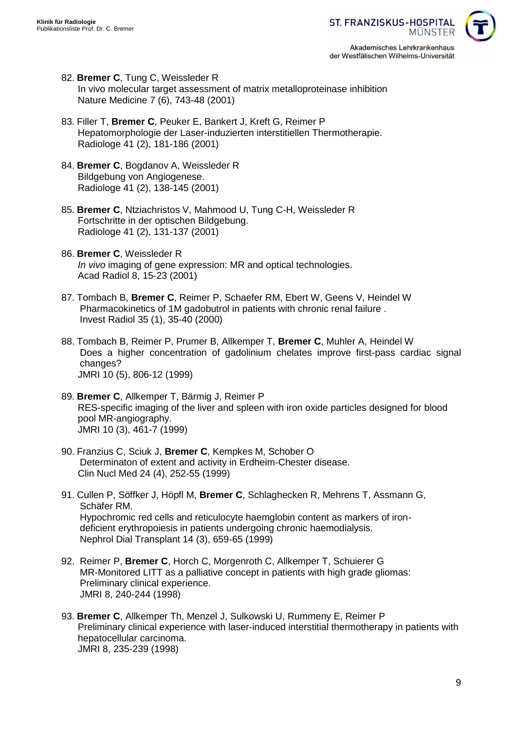82. **Bremer C**, Tung C, Weissleder R
    In vivo molecular target assessment of matrix metalloproteinase inhibition
    Nature Medicine 7 (6), 743-48 (2001)

83. Filler T, **Bremer C**, Peuker E, Bankert J, Kreft G, Reimer P
    Hepatomorphologie der Laser-induzierten interstitiellen Thermotherapie.
    Radiologe 41 (2), 181-186 (2001)

84. **Bremer C**, Bogdanov A, Weissleder R
    Bildgebung von Angiogenese.
    Radiologe 41 (2), 138-145 (2001)

85. **Bremer C**, Ntziachristos V, Mahmood U, Tung C-H, Weissleder R
    Fortschritte in der optischen Bildgebung.
    Radiologe 41 (2), 131-137 (2001)

86. **Bremer C**, Weissleder R
    *In vivo* imaging of gene expression: MR and optical technologies.
    Acad Radiol 8, 15-23 (2001)

87. Tombach B, **Bremer C**, Reimer P, Schaefer RM, Ebert W, Geens V, Heindel W
    Pharmacokinetics of 1M gadobutrol in patients with chronic renal failure .
    Invest Radiol 35 (1), 35-40 (2000)

88. Tombach B, Reimer P, Prumer B, Allkemper T, **Bremer C**, Muhler A, Heindel W
    Does a higher concentration of gadolinium chelates improve first-pass cardiac signal changes?
    JMRI 10 (5), 806-12 (1999)

89. **Bremer C**, Allkemper T, Bärmig J, Reimer P
    RES-specific imaging of the liver and spleen with iron oxide particles designed for blood pool MR-angiography.
    JMRI 10 (3), 461-7 (1999)

90. Franzius C, Sciuk J, **Bremer C**, Kempkes M, Schober O
    Determinaton of extent and activity in Erdheim-Chester disease.
    Clin Nucl Med 24 (4), 252-55 (1999)

91. Cullen P, Söffker J, Höpfl M, **Bremer C**, Schlaghecken R, Mehrens T, Assmann G, Schäfer RM.
    Hypochromic red cells and reticulocyte haemglobin content as markers of iron-deficient erythropoiesis in patients undergoing chronic haemodialysis.
    Nephrol Dial Transplant 14 (3), 659-65 (1999)

92. Reimer P, **Bremer C**, Horch C, Morgenroth C, Allkemper T, Schuierer G
    MR-Monitored LITT as a palliative concept in patients with high grade gliomas: Preliminary clinical experience.
    JMRI 8, 240-244 (1998)

93. **Bremer C**, Allkemper Th, Menzel J, Sulkowski U, Rummeny E, Reimer P
    Preliminary clinical experience with laser-induced interstitial thermotherapy in patients with hepatocellular carcinoma.
    JMRI 8, 235-239 (1998)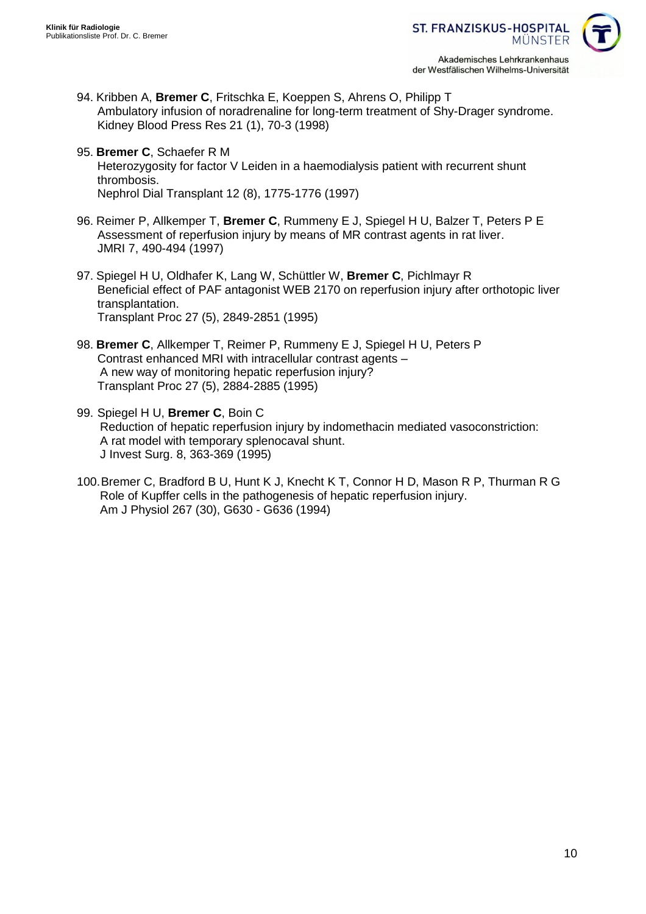94. Kribben A, **Bremer C**, Fritschka E, Koeppen S, Ahrens O, Philipp T
    Ambulatory infusion of noradrenaline for long-term treatment of Shy-Drager syndrome.
    Kidney Blood Press Res 21 (1), 70-3 (1998)

95. **Bremer C**, Schaefer R M
    Heterozygosity for factor V Leiden in a haemodialysis patient with recurrent shunt thrombosis.
    Nephrol Dial Transplant 12 (8), 1775-1776 (1997)

96. Reimer P, Allkemper T, **Bremer C**, Rummeny E J, Spiegel H U, Balzer T, Peters P E
    Assessment of reperfusion injury by means of MR contrast agents in rat liver.
    JMRI 7, 490-494 (1997)

97. Spiegel H U, Oldhafer K, Lang W, Schüttler W, **Bremer C**, Pichlmayr R
    Beneficial effect of PAF antagonist WEB 2170 on reperfusion injury after orthotopic liver transplantation.
    Transplant Proc 27 (5), 2849-2851 (1995)

98. **Bremer C**, Allkemper T, Reimer P, Rummeny E J, Spiegel H U, Peters P
    Contrast enhanced MRI with intracellular contrast agents –
    A new way of monitoring hepatic reperfusion injury?
    Transplant Proc 27 (5), 2884-2885 (1995)

99. Spiegel H U, **Bremer C**, Boin C
    Reduction of hepatic reperfusion injury by indomethacin mediated vasoconstriction:
    A rat model with temporary splenocaval shunt.
    J Invest Surg. 8, 363-369 (1995)

100. Bremer C, Bradford B U, Hunt K J, Knecht K T, Connor H D, Mason R P, Thurman R G
     Role of Kupffer cells in the pathogenesis of hepatic reperfusion injury.
     Am J Physiol 267 (30), G630 - G636 (1994)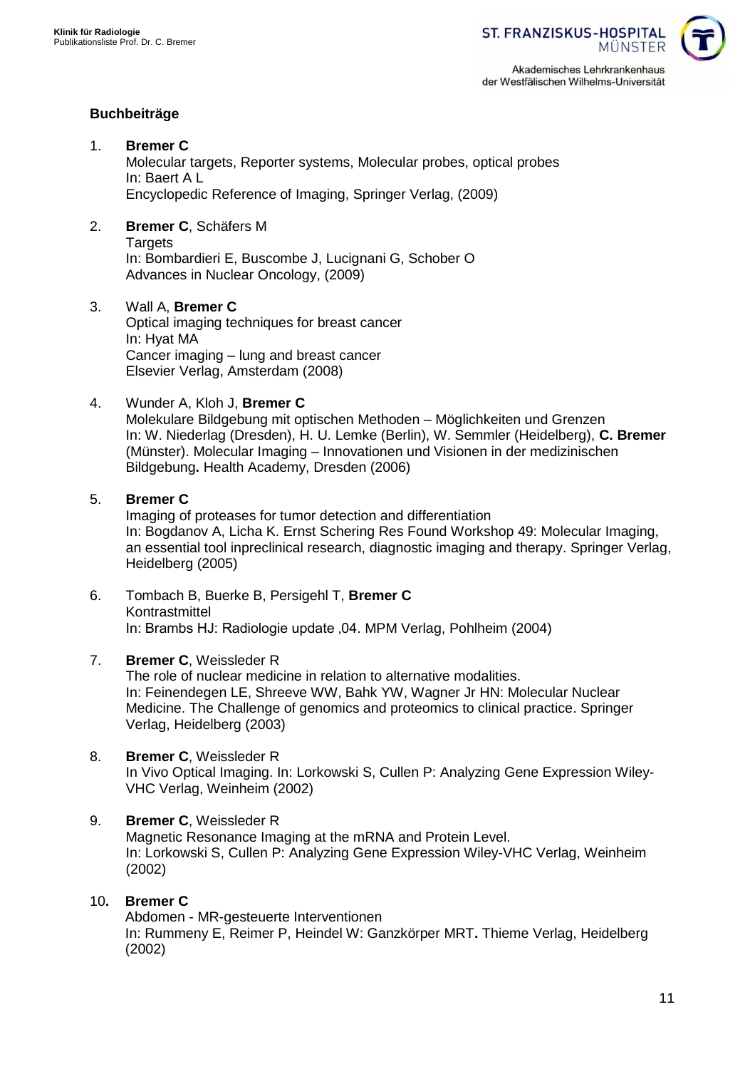## Buchbeiträge

1. **Bremer C**
   Molecular targets, Reporter systems, Molecular probes, optical probes
   In: Baert A L
   Encyclopedic Reference of Imaging, Springer Verlag, (2009)

2. **Bremer C**, Schäfers M
   Targets
   In: Bombardieri E, Buscombe J, Lucignani G, Schober O
   Advances in Nuclear Oncology, (2009)

3. Wall A, **Bremer C**
   Optical imaging techniques for breast cancer
   In: Hyat MA
   Cancer imaging – lung and breast cancer
   Elsevier Verlag, Amsterdam (2008)

4. Wunder A, Kloh J, **Bremer C**
   Molekulare Bildgebung mit optischen Methoden – Möglichkeiten und Grenzen
   In: W. Niederlag (Dresden), H. U. Lemke (Berlin), W. Semmler (Heidelberg), **C. Bremer** (Münster). Molecular Imaging – Innovationen und Visionen in der medizinischen Bildgebung**.** Health Academy, Dresden (2006)

5. **Bremer C**
   Imaging of proteases for tumor detection and differentiation
   In: Bogdanov A, Licha K. Ernst Schering Res Found Workshop 49: Molecular Imaging, an essential tool inpreclinical research, diagnostic imaging and therapy. Springer Verlag, Heidelberg (2005)

6. Tombach B, Buerke B, Persigehl T, **Bremer C**
   Kontrastmittel
   In: Brambs HJ: Radiologie update ,04. MPM Verlag, Pohlheim (2004)

7. **Bremer C**, Weissleder R
   The role of nuclear medicine in relation to alternative modalities.
   In: Feinendegen LE, Shreeve WW, Bahk YW, Wagner Jr HN: Molecular Nuclear Medicine. The Challenge of genomics and proteomics to clinical practice. Springer Verlag, Heidelberg (2003)

8. **Bremer C**, Weissleder R
   In Vivo Optical Imaging. In: Lorkowski S, Cullen P: Analyzing Gene Expression Wiley-VHC Verlag, Weinheim (2002)

9. **Bremer C**, Weissleder R
   Magnetic Resonance Imaging at the mRNA and Protein Level.
   In: Lorkowski S, Cullen P: Analyzing Gene Expression Wiley-VHC Verlag, Weinheim (2002)

10. **Bremer C**
    Abdomen - MR-gesteuerte Interventionen
    In: Rummeny E, Reimer P, Heindel W: Ganzkörper MRT**.** Thieme Verlag, Heidelberg (2002)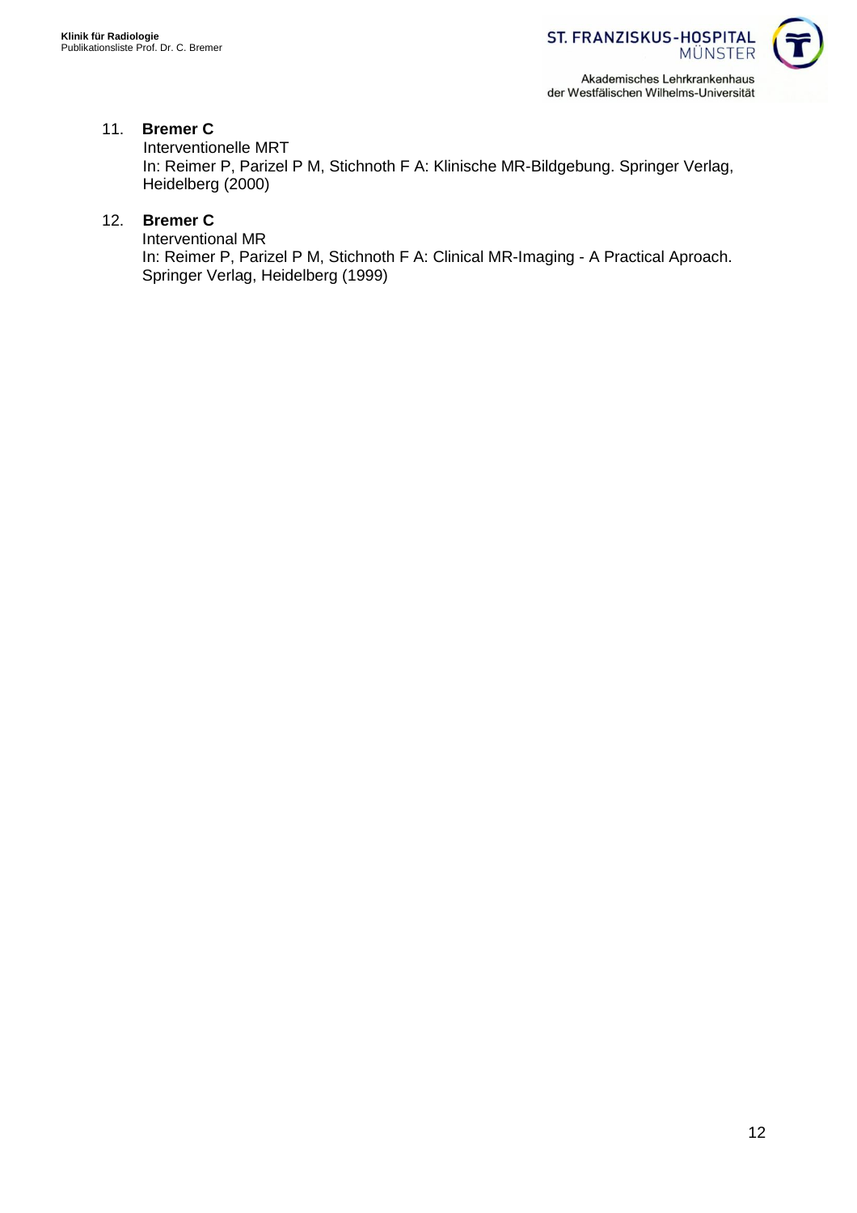11. **Bremer C**
    Interventionelle MRT
    In: Reimer P, Parizel P M, Stichnoth F A: Klinische MR-Bildgebung. Springer Verlag, Heidelberg (2000)

12. **Bremer C**
    Interventional MR
    In: Reimer P, Parizel P M, Stichnoth F A: Clinical MR-Imaging - A Practical Aproach. Springer Verlag, Heidelberg (1999)